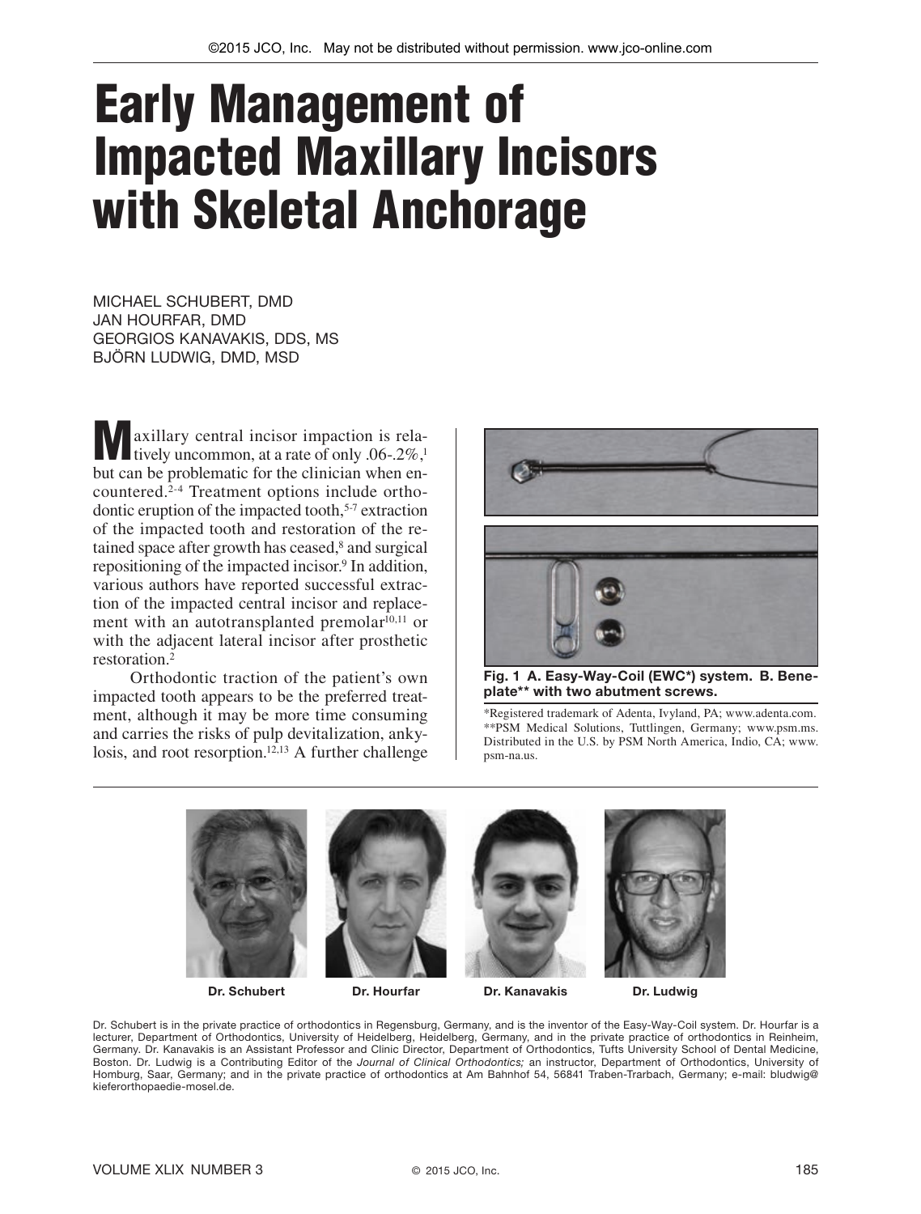# Early Management of Impacted Maxillary Incisors with Skeletal Anchorage

MICHAEL SCHUBERT, DMD
JAN HOURFAR, DMD
GEORGIOS KANAVAKIS, DDS, MS
BJÖRN LUDWIG, DMD, MSD

Maxillary central incisor impaction is relatively uncommon, at a rate of only .06-.2%,[1] but can be problematic for the clinician when encountered.[2-4] Treatment options include orthodontic eruption of the impacted tooth,[5-7] extraction of the impacted tooth and restoration of the retained space after growth has ceased,[8] and surgical repositioning of the impacted incisor.[9] In addition, various authors have reported successful extraction of the impacted central incisor and replacement with an autotransplanted premolar[10,11] or with the adjacent lateral incisor after prosthetic restoration.[2]

Orthodontic traction of the patient's own impacted tooth appears to be the preferred treatment, although it may be more time consuming and carries the risks of pulp devitalization, ankylosis, and root resorption.[12,13] A further challenge

**Fig. 1 A. Easy-Way-Coil (EWC*) system. B. Beneplate** with two abutment screws.**

*Registered trademark of Adenta, Ivyland, PA; www.adenta.com.
**PSM Medical Solutions, Tuttlingen, Germany; www.psm.ms. Distributed in the U.S. by PSM North America, Indio, CA; www.psm-na.us.

**Dr. Schubert** **Dr. Hourfar** **Dr. Kanavakis** **Dr. Ludwig**

Dr. Schubert is in the private practice of orthodontics in Regensburg, Germany, and is the inventor of the Easy-Way-Coil system. Dr. Hourfar is a lecturer, Department of Orthodontics, University of Heidelberg, Heidelberg, Germany, and in the private practice of orthodontics in Reinheim, Germany. Dr. Kanavakis is an Assistant Professor and Clinic Director, Department of Orthodontics, Tufts University School of Dental Medicine, Boston. Dr. Ludwig is a Contributing Editor of the *Journal of Clinical Orthodontics;* an instructor, Department of Orthodontics, University of Homburg, Saar, Germany; and in the private practice of orthodontics at Am Bahnhof 54, 56841 Traben-Trarbach, Germany; e-mail: bludwig@kieferorthopaedie-mosel.de.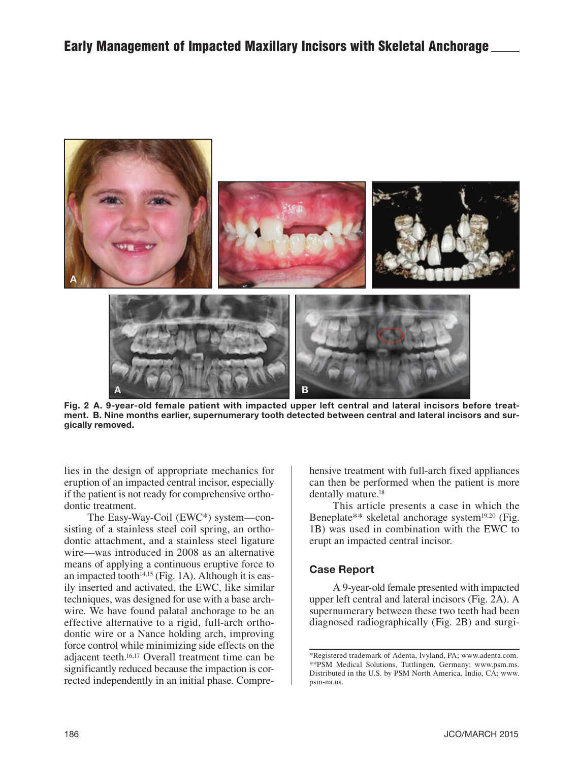Fig. 2 A. 9-year-old female patient with impacted upper left central and lateral incisors before treatment. B. Nine months earlier, supernumerary tooth detected between central and lateral incisors and surgically removed.

lies in the design of appropriate mechanics for eruption of an impacted central incisor, especially if the patient is not ready for comprehensive orthodontic treatment.

The Easy-Way-Coil (EWC*) system—consisting of a stainless steel coil spring, an orthodontic attachment, and a stainless steel ligature wire—was introduced in 2008 as an alternative means of applying a continuous eruptive force to an impacted tooth[14,15] (Fig. 1A). Although it is easily inserted and activated, the EWC, like similar techniques, was designed for use with a base archwire. We have found palatal anchorage to be an effective alternative to a rigid, full-arch orthodontic wire or a Nance holding arch, improving force control while minimizing side effects on the adjacent teeth.[16,17] Overall treatment time can be significantly reduced because the impaction is corrected independently in an initial phase. Comprehensive treatment with full-arch fixed appliances can then be performed when the patient is more dentally mature.[18]

This article presents a case in which the Beneplate** skeletal anchorage system[19,20] (Fig. 1B) was used in combination with the EWC to erupt an impacted central incisor.

## Case Report

A 9-year-old female presented with impacted upper left central and lateral incisors (Fig. 2A). A supernumerary between these two teeth had been diagnosed radiographically (Fig. 2B) and surgi-

*Registered trademark of Adenta, Ivyland, PA; www.adenta.com.
**PSM Medical Solutions, Tuttlingen, Germany; www.psm.ms. Distributed in the U.S. by PSM North America, Indio, CA; www.psm-na.us.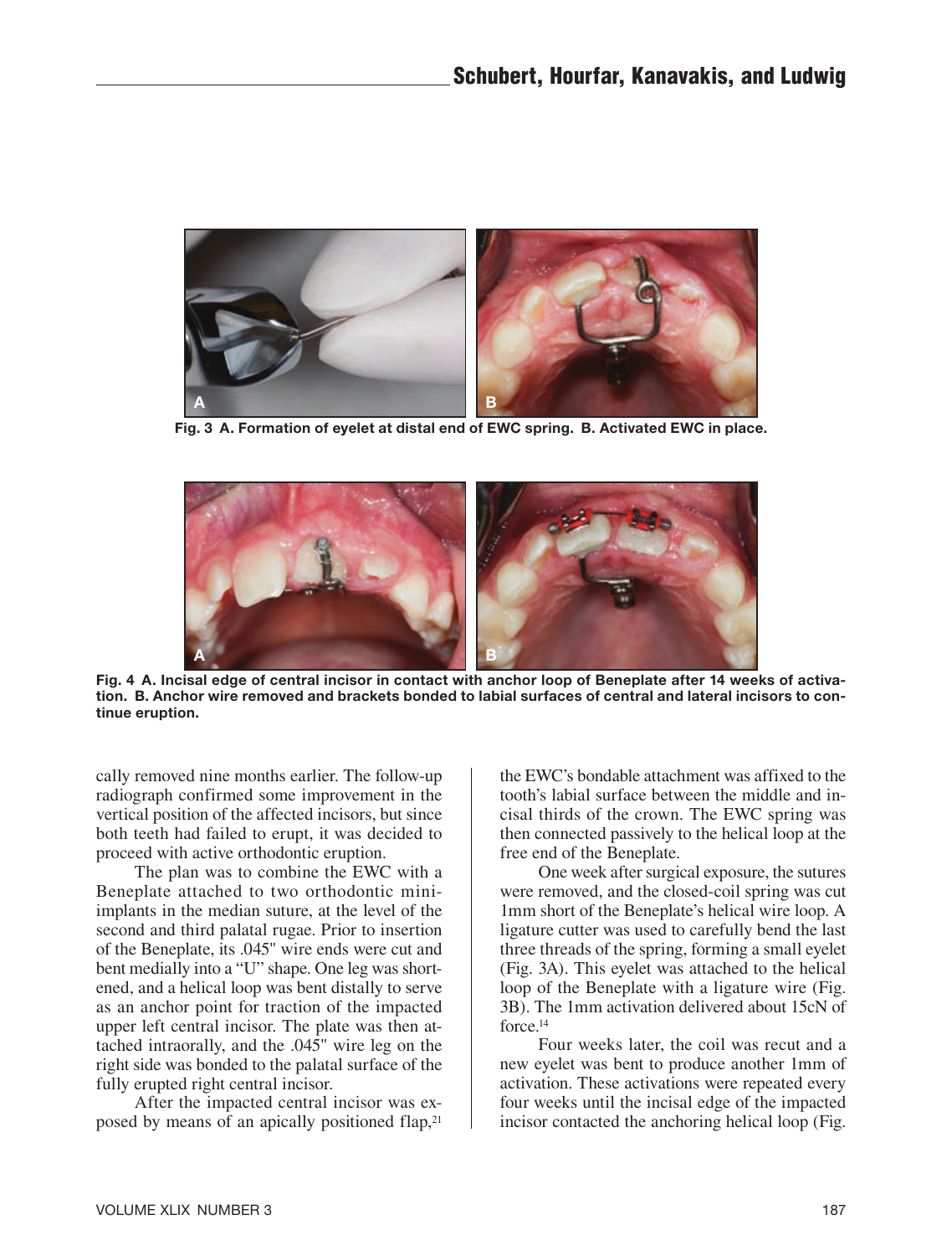Fig. 3 A. Formation of eyelet at distal end of EWC spring. B. Activated EWC in place.

Fig. 4 A. Incisal edge of central incisor in contact with anchor loop of Beneplate after 14 weeks of activation. B. Anchor wire removed and brackets bonded to labial surfaces of central and lateral incisors to continue eruption.

cally removed nine months earlier. The follow-up radiograph confirmed some improvement in the vertical position of the affected incisors, but since both teeth had failed to erupt, it was decided to proceed with active orthodontic eruption.

The plan was to combine the EWC with a Beneplate attached to two orthodontic mini-implants in the median suture, at the level of the second and third palatal rugae. Prior to insertion of the Beneplate, its .045" wire ends were cut and bent medially into a "U" shape. One leg was shortened, and a helical loop was bent distally to serve as an anchor point for traction of the impacted upper left central incisor. The plate was then attached intraorally, and the .045" wire leg on the right side was bonded to the palatal surface of the fully erupted right central incisor.

After the impacted central incisor was exposed by means of an apically positioned flap,[21] the EWC's bondable attachment was affixed to the tooth's labial surface between the middle and incisal thirds of the crown. The EWC spring was then connected passively to the helical loop at the free end of the Beneplate.

One week after surgical exposure, the sutures were removed, and the closed-coil spring was cut 1mm short of the Beneplate's helical wire loop. A ligature cutter was used to carefully bend the last three threads of the spring, forming a small eyelet (Fig. 3A). This eyelet was attached to the helical loop of the Beneplate with a ligature wire (Fig. 3B). The 1mm activation delivered about 15cN of force.[14]

Four weeks later, the coil was recut and a new eyelet was bent to produce another 1mm of activation. These activations were repeated every four weeks until the incisal edge of the impacted incisor contacted the anchoring helical loop (Fig.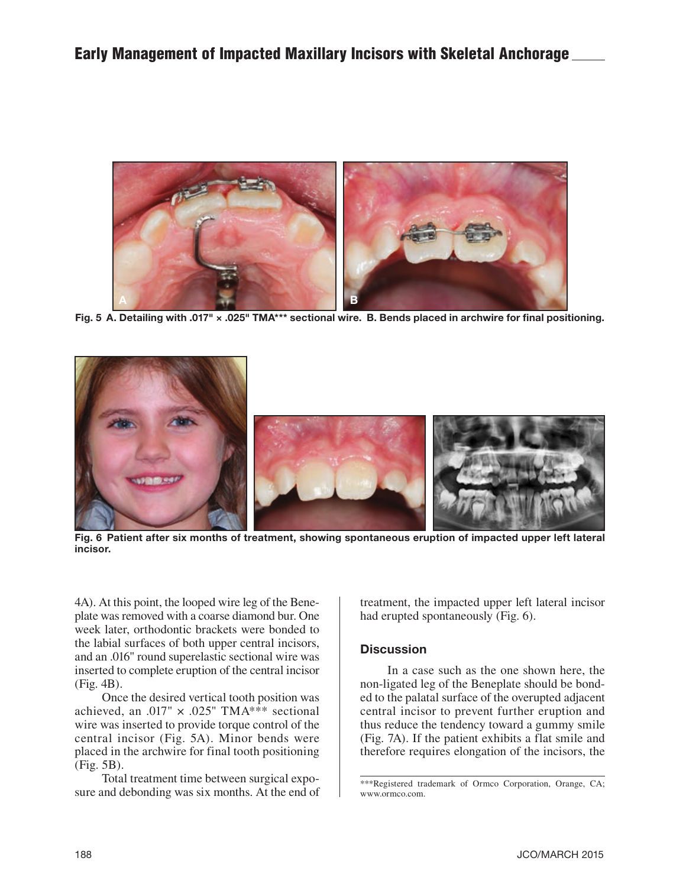Fig. 5 A. Detailing with .017" × .025" TMA*** sectional wire. B. Bends placed in archwire for final positioning.

Fig. 6 Patient after six months of treatment, showing spontaneous eruption of impacted upper left lateral incisor.

4A). At this point, the looped wire leg of the Beneplate was removed with a coarse diamond bur. One week later, orthodontic brackets were bonded to the labial surfaces of both upper central incisors, and an .016" round superelastic sectional wire was inserted to complete eruption of the central incisor (Fig. 4B).

Once the desired vertical tooth position was achieved, an .017" × .025" TMA*** sectional wire was inserted to provide torque control of the central incisor (Fig. 5A). Minor bends were placed in the archwire for final tooth positioning (Fig. 5B).

Total treatment time between surgical exposure and debonding was six months. At the end of treatment, the impacted upper left lateral incisor had erupted spontaneously (Fig. 6).

## Discussion

In a case such as the one shown here, the non-ligated leg of the Beneplate should be bonded to the palatal surface of the overupted adjacent central incisor to prevent further eruption and thus reduce the tendency toward a gummy smile (Fig. 7A). If the patient exhibits a flat smile and therefore requires elongation of the incisors, the

***Registered trademark of Ormco Corporation, Orange, CA; www.ormco.com.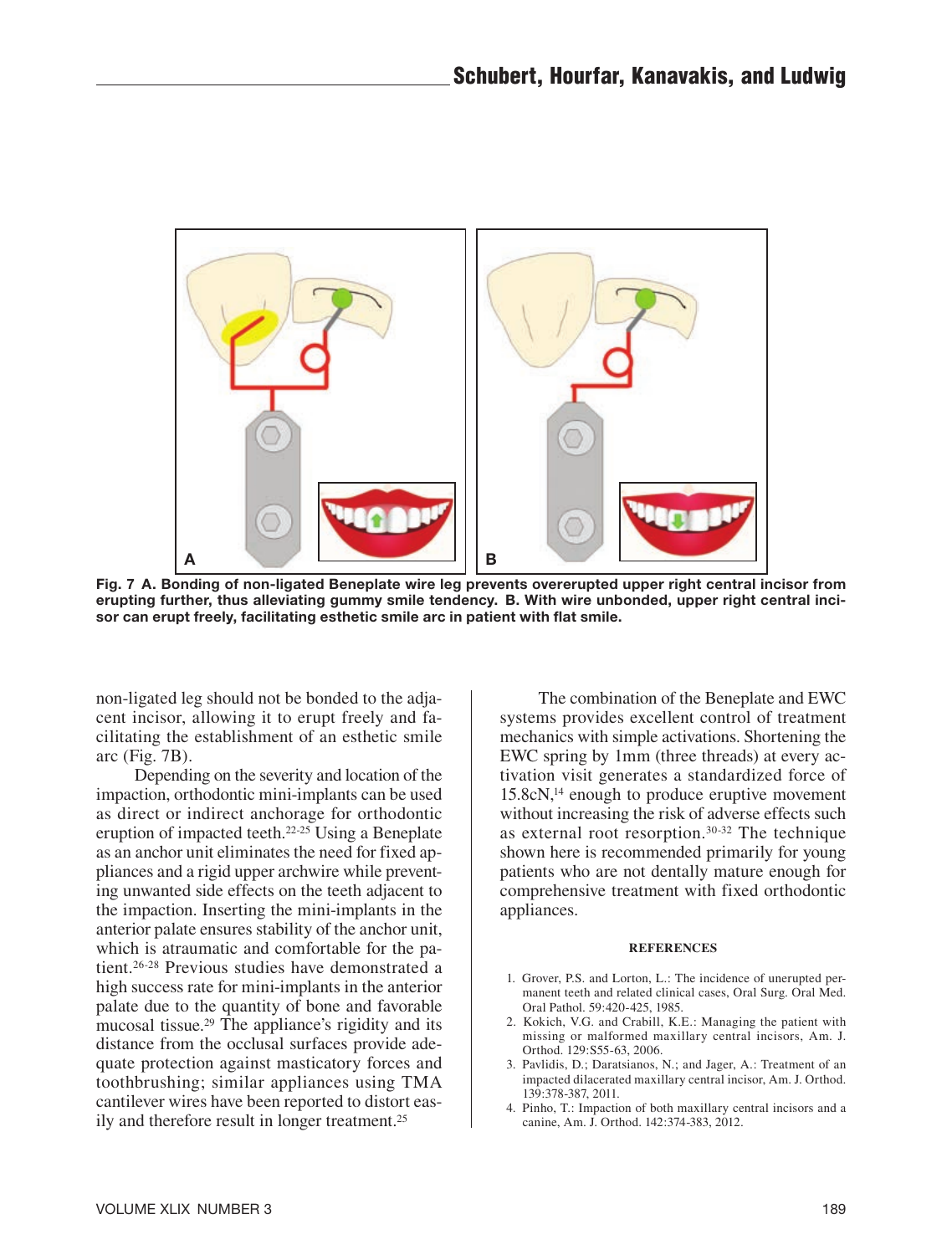**Fig. 7 A. Bonding of non-ligated Beneplate wire leg prevents overerupted upper right central incisor from erupting further, thus alleviating gummy smile tendency. B. With wire unbonded, upper right central incisor can erupt freely, facilitating esthetic smile arc in patient with flat smile.**

non-ligated leg should not be bonded to the adjacent incisor, allowing it to erupt freely and facilitating the establishment of an esthetic smile arc (Fig. 7B).

Depending on the severity and location of the impaction, orthodontic mini-implants can be used as direct or indirect anchorage for orthodontic eruption of impacted teeth.[22-25] Using a Beneplate as an anchor unit eliminates the need for fixed appliances and a rigid upper archwire while preventing unwanted side effects on the teeth adjacent to the impaction. Inserting the mini-implants in the anterior palate ensures stability of the anchor unit, which is atraumatic and comfortable for the patient.[26-28] Previous studies have demonstrated a high success rate for mini-implants in the anterior palate due to the quantity of bone and favorable mucosal tissue.[29] The appliance's rigidity and its distance from the occlusal surfaces provide adequate protection against masticatory forces and toothbrushing; similar appliances using TMA cantilever wires have been reported to distort easily and therefore result in longer treatment.[25]

The combination of the Beneplate and EWC systems provides excellent control of treatment mechanics with simple activations. Shortening the EWC spring by 1mm (three threads) at every activation visit generates a standardized force of 15.8cN,[14] enough to produce eruptive movement without increasing the risk of adverse effects such as external root resorption.[30-32] The technique shown here is recommended primarily for young patients who are not dentally mature enough for comprehensive treatment with fixed orthodontic appliances.

### REFERENCES

1. Grover, P.S. and Lorton, L.: The incidence of unerupted permanent teeth and related clinical cases, Oral Surg. Oral Med. Oral Pathol. 59:420-425, 1985.
2. Kokich, V.G. and Crabill, K.E.: Managing the patient with missing or malformed maxillary central incisors, Am. J. Orthod. 129:S55-63, 2006.
3. Pavlidis, D.; Daratsianos, N.; and Jager, A.: Treatment of an impacted dilacerated maxillary central incisor, Am. J. Orthod. 139:378-387, 2011.
4. Pinho, T.: Impaction of both maxillary central incisors and a canine, Am. J. Orthod. 142:374-383, 2012.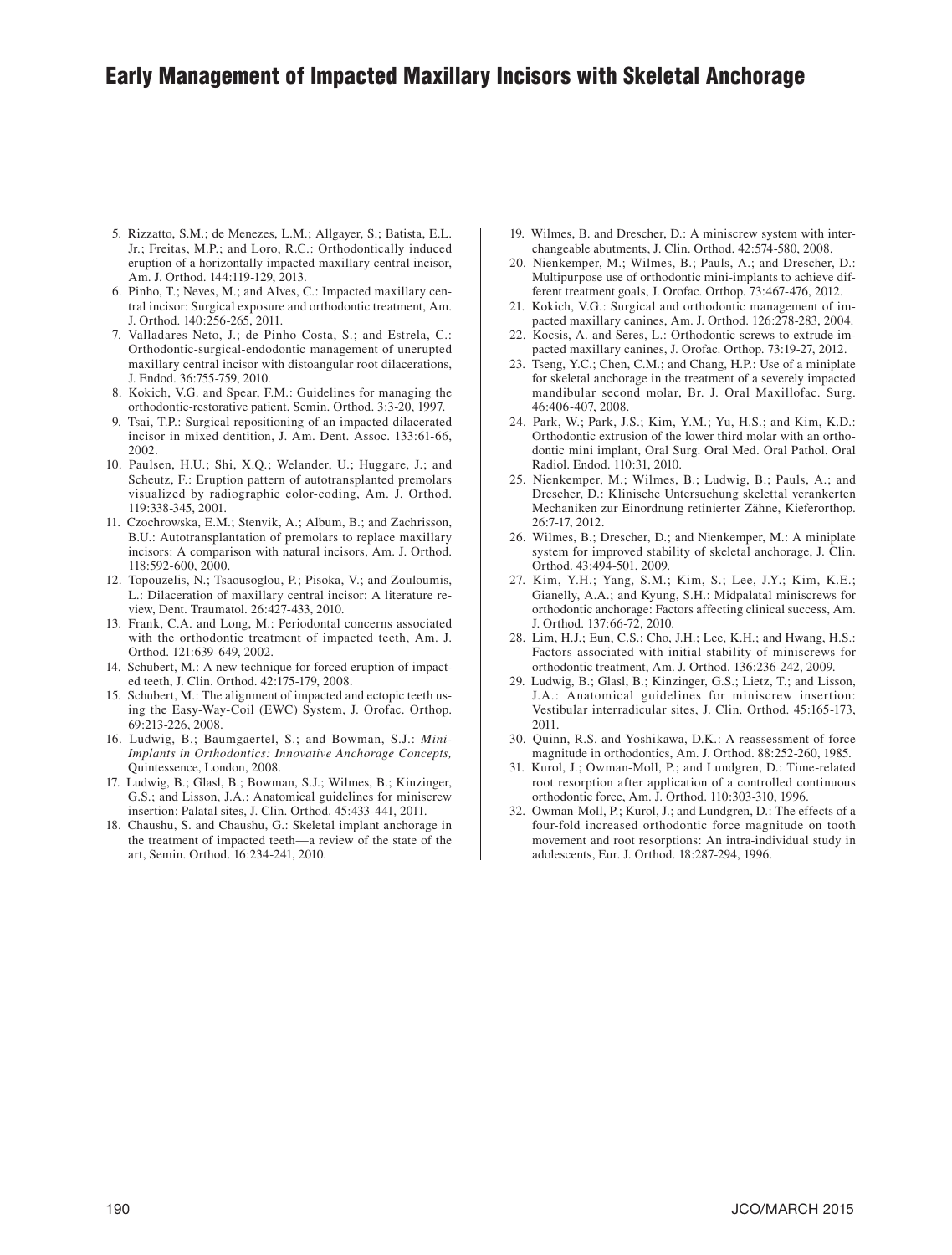5. Rizzatto, S.M.; de Menezes, L.M.; Allgayer, S.; Batista, E.L. Jr.; Freitas, M.P.; and Loro, R.C.: Orthodontically induced eruption of a horizontally impacted maxillary central incisor, Am. J. Orthod. 144:119-129, 2013.
6. Pinho, T.; Neves, M.; and Alves, C.: Impacted maxillary central incisor: Surgical exposure and orthodontic treatment, Am. J. Orthod. 140:256-265, 2011.
7. Valladares Neto, J.; de Pinho Costa, S.; and Estrela, C.: Orthodontic-surgical-endodontic management of unerupted maxillary central incisor with distoangular root dilacerations, J. Endod. 36:755-759, 2010.
8. Kokich, V.G. and Spear, F.M.: Guidelines for managing the orthodontic-restorative patient, Semin. Orthod. 3:3-20, 1997.
9. Tsai, T.P.: Surgical repositioning of an impacted dilacerated incisor in mixed dentition, J. Am. Dent. Assoc. 133:61-66, 2002.
10. Paulsen, H.U.; Shi, X.Q.; Welander, U.; Huggare, J.; and Scheutz, F.: Eruption pattern of autotransplanted premolars visualized by radiographic color-coding, Am. J. Orthod. 119:338-345, 2001.
11. Czochrowska, E.M.; Stenvik, A.; Album, B.; and Zachrisson, B.U.: Autotransplantation of premolars to replace maxillary incisors: A comparison with natural incisors, Am. J. Orthod. 118:592-600, 2000.
12. Topouzelis, N.; Tsaousoglou, P.; Pisoka, V.; and Zouloumis, L.: Dilaceration of maxillary central incisor: A literature review, Dent. Traumatol. 26:427-433, 2010.
13. Frank, C.A. and Long, M.: Periodontal concerns associated with the orthodontic treatment of impacted teeth, Am. J. Orthod. 121:639-649, 2002.
14. Schubert, M.: A new technique for forced eruption of impacted teeth, J. Clin. Orthod. 42:175-179, 2008.
15. Schubert, M.: The alignment of impacted and ectopic teeth using the Easy-Way-Coil (EWC) System, J. Orofac. Orthop. 69:213-226, 2008.
16. Ludwig, B.; Baumgaertel, S.; and Bowman, S.J.: *Mini-Implants in Orthodontics: Innovative Anchorage Concepts,* Quintessence, London, 2008.
17. Ludwig, B.; Glasl, B.; Bowman, S.J.; Wilmes, B.; Kinzinger, G.S.; and Lisson, J.A.: Anatomical guidelines for miniscrew insertion: Palatal sites, J. Clin. Orthod. 45:433-441, 2011.
18. Chaushu, S. and Chaushu, G.: Skeletal implant anchorage in the treatment of impacted teeth—a review of the state of the art, Semin. Orthod. 16:234-241, 2010.
19. Wilmes, B. and Drescher, D.: A miniscrew system with interchangeable abutments, J. Clin. Orthod. 42:574-580, 2008.
20. Nienkemper, M.; Wilmes, B.; Pauls, A.; and Drescher, D.: Multipurpose use of orthodontic mini-implants to achieve different treatment goals, J. Orofac. Orthop. 73:467-476, 2012.
21. Kokich, V.G.: Surgical and orthodontic management of impacted maxillary canines, Am. J. Orthod. 126:278-283, 2004.
22. Kocsis, A. and Seres, L.: Orthodontic screws to extrude impacted maxillary canines, J. Orofac. Orthop. 73:19-27, 2012.
23. Tseng, Y.C.; Chen, C.M.; and Chang, H.P.: Use of a miniplate for skeletal anchorage in the treatment of a severely impacted mandibular second molar, Br. J. Oral Maxillofac. Surg. 46:406-407, 2008.
24. Park, W.; Park, J.S.; Kim, Y.M.; Yu, H.S.; and Kim, K.D.: Orthodontic extrusion of the lower third molar with an orthodontic mini implant, Oral Surg. Oral Med. Oral Pathol. Oral Radiol. Endod. 110:31, 2010.
25. Nienkemper, M.; Wilmes, B.; Ludwig, B.; Pauls, A.; and Drescher, D.: Klinische Untersuchung skelettal verankerten Mechaniken zur Einordnung retinierter Zähne, Kieferorthop. 26:7-17, 2012.
26. Wilmes, B.; Drescher, D.; and Nienkemper, M.: A miniplate system for improved stability of skeletal anchorage, J. Clin. Orthod. 43:494-501, 2009.
27. Kim, Y.H.; Yang, S.M.; Kim, S.; Lee, J.Y.; Kim, K.E.; Gianelly, A.A.; and Kyung, S.H.: Midpalatal miniscrews for orthodontic anchorage: Factors affecting clinical success, Am. J. Orthod. 137:66-72, 2010.
28. Lim, H.J.; Eun, C.S.; Cho, J.H.; Lee, K.H.; and Hwang, H.S.: Factors associated with initial stability of miniscrews for orthodontic treatment, Am. J. Orthod. 136:236-242, 2009.
29. Ludwig, B.; Glasl, B.; Kinzinger, G.S.; Lietz, T.; and Lisson, J.A.: Anatomical guidelines for miniscrew insertion: Vestibular interradicular sites, J. Clin. Orthod. 45:165-173, 2011.
30. Quinn, R.S. and Yoshikawa, D.K.: A reassessment of force magnitude in orthodontics, Am. J. Orthod. 88:252-260, 1985.
31. Kurol, J.; Owman-Moll, P.; and Lundgren, D.: Time-related root resorption after application of a controlled continuous orthodontic force, Am. J. Orthod. 110:303-310, 1996.
32. Owman-Moll, P.; Kurol, J.; and Lundgren, D.: The effects of a four-fold increased orthodontic force magnitude on tooth movement and root resorptions: An intra-individual study in adolescents, Eur. J. Orthod. 18:287-294, 1996.